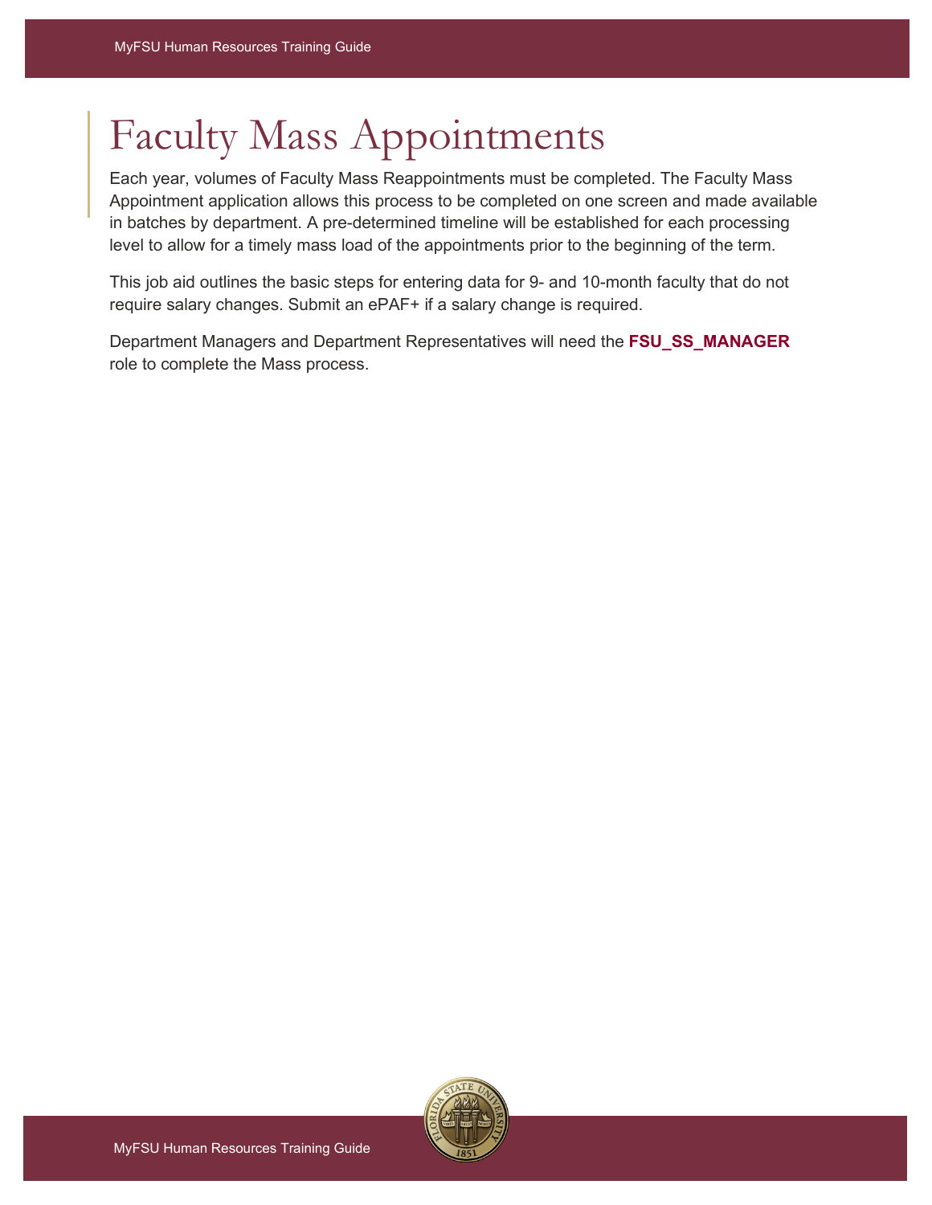# Faculty Mass Appointments

Each year, volumes of Faculty Mass Reappointments must be completed. The Faculty Mass Appointment application allows this process to be completed on one screen and made available in batches by department. A pre-determined timeline will be established for each processing level to allow for a timely mass load of the appointments prior to the beginning of the term.

This job aid outlines the basic steps for entering data for 9- and 10-month faculty that do not require salary changes. Submit an ePAF+ if a salary change is required.

Department Managers and Department Representatives will need the **FSU_SS_MANAGER** role to complete the Mass process.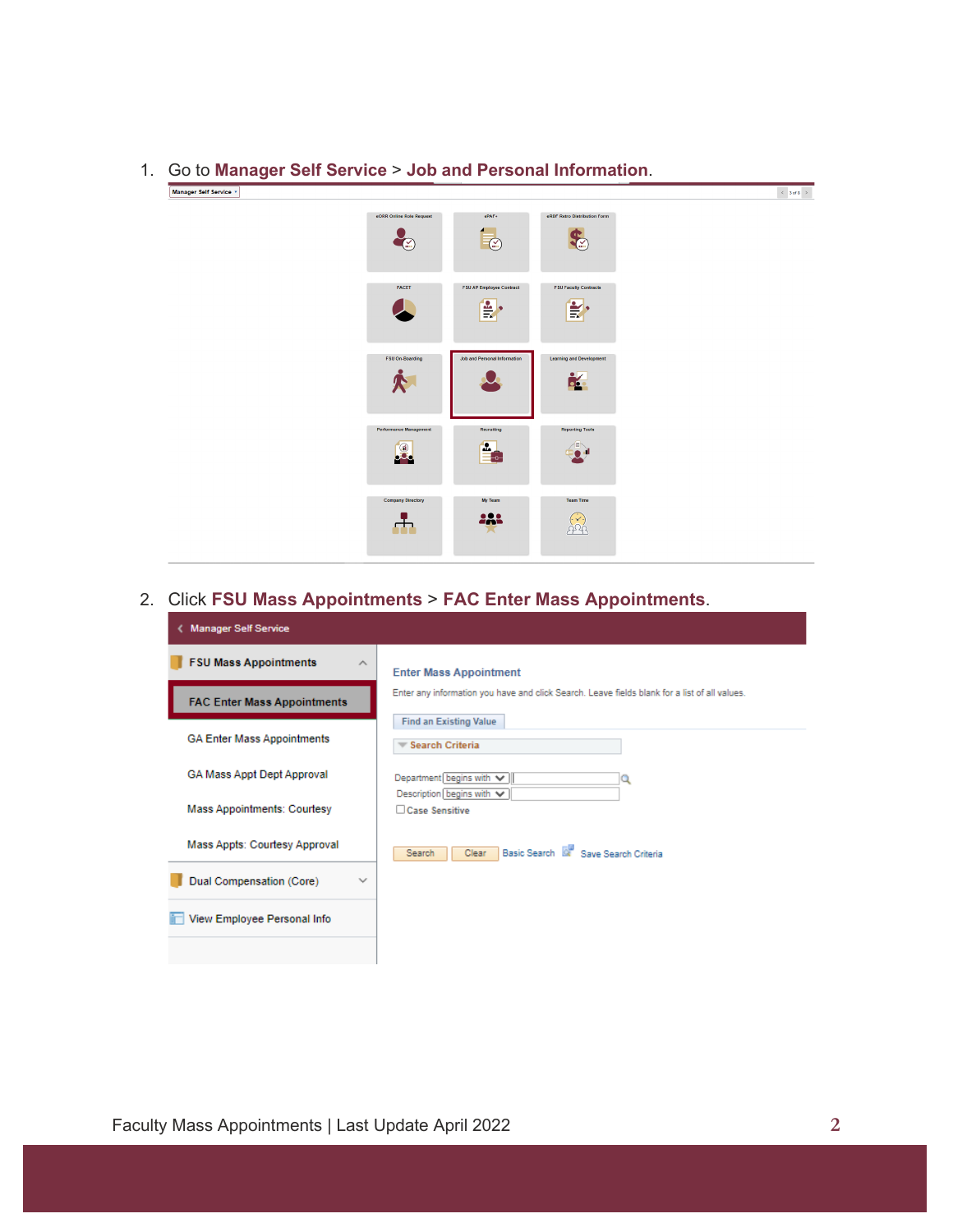1. Go to **Manager Self Service** > **Job and Personal Information**.

2. Click **FSU Mass Appointments** > **FAC Enter Mass Appointments**.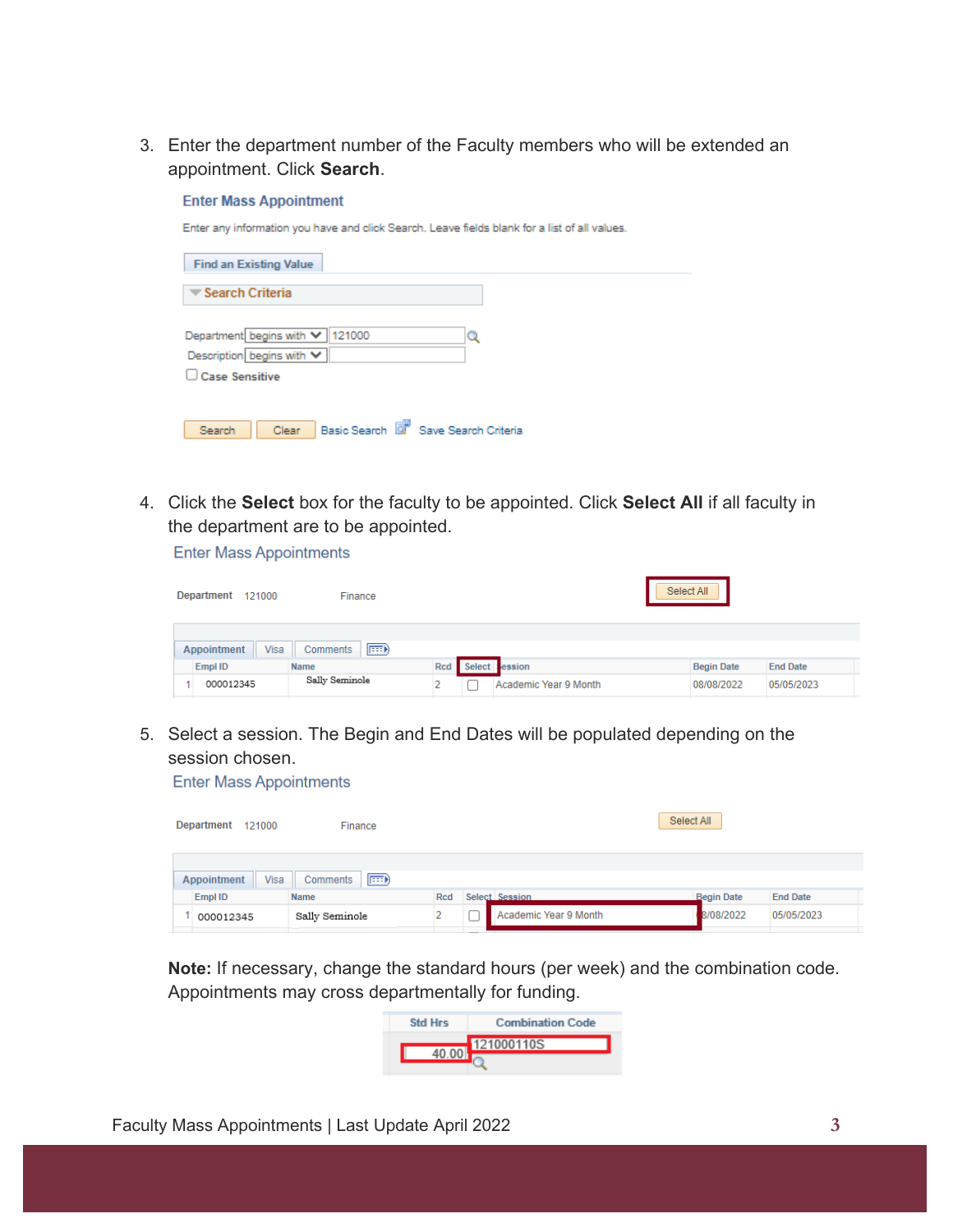3. Enter the department number of the Faculty members who will be extended an appointment. Click **Search**.

   **Enter Mass Appointment**

   Enter any information you have and click Search. Leave fields blank for a list of all values.

   Find an Existing Value

   Search Criteria

   Department begins with 121000

   Description begins with

   Case Sensitive

   Search | Clear | Basic Search | Save Search Criteria

4. Click the **Select** box for the faculty to be appointed. Click **Select All** if all faculty in the department are to be appointed.

   Enter Mass Appointments

   Department 121000 Finance — Select All

   Appointment | Visa | Comments

   | | Empl ID | Name | Rcd | Select | Session | Begin Date | End Date |
   |---|---|---|---|---|---|---|---|
   | 1 | 000012345 | Sally Seminole | 2 | ☐ | Academic Year 9 Month | 08/08/2022 | 05/05/2023 |

5. Select a session. The Begin and End Dates will be populated depending on the session chosen.

   Enter Mass Appointments

   Department 121000 Finance — Select All

   Appointment | Visa | Comments

   | | Empl ID | Name | Rcd | Select | Session | Begin Date | End Date |
   |---|---|---|---|---|---|---|---|
   | 1 | 000012345 | Sally Seminole | 2 | ☐ | Academic Year 9 Month | 08/08/2022 | 05/05/2023 |

   **Note:** If necessary, change the standard hours (per week) and the combination code. Appointments may cross departmentally for funding.

   | Std Hrs | Combination Code |
   |---|---|
   | 40.00 | 121000110S |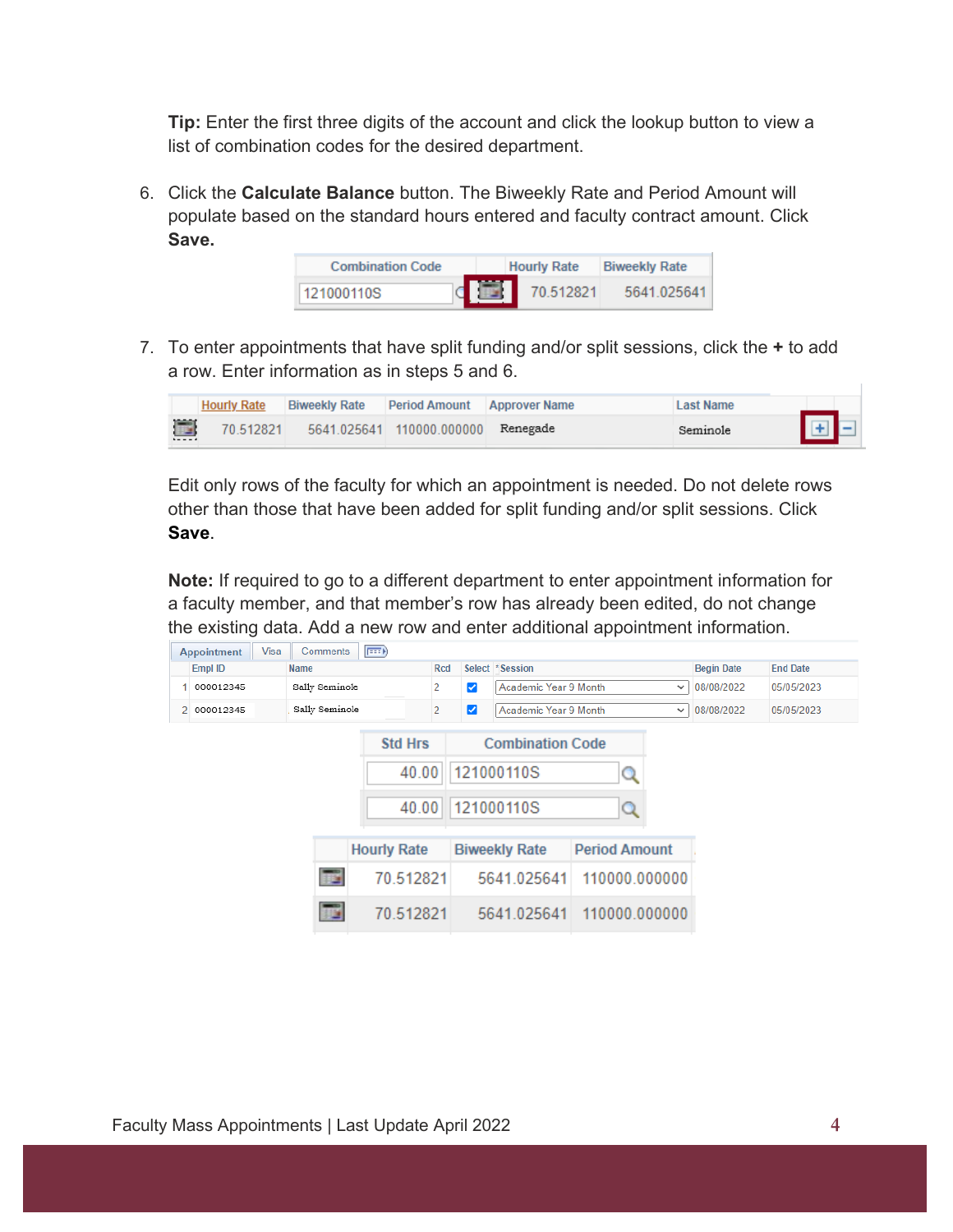**Tip:** Enter the first three digits of the account and click the lookup button to view a list of combination codes for the desired department.

6. Click the **Calculate Balance** button. The Biweekly Rate and Period Amount will populate based on the standard hours entered and faculty contract amount. Click **Save.**

| Combination Code | | Hourly Rate | Biweekly Rate |
|---|---|---|---|
| 121000110S | | 70.512821 | 5641.025641 |

7. To enter appointments that have split funding and/or split sessions, click the **+** to add a row. Enter information as in steps 5 and 6.

| | Hourly Rate | Biweekly Rate | Period Amount | Approver Name | Last Name | |
|---|---|---|---|---|---|---|
| | 70.512821 | 5641.025641 | 110000.000000 | Renegade | Seminole | + − |

Edit only rows of the faculty for which an appointment is needed. Do not delete rows other than those that have been added for split funding and/or split sessions. Click **Save**.

**Note:** If required to go to a different department to enter appointment information for a faculty member, and that member's row has already been edited, do not change the existing data. Add a new row and enter additional appointment information.

Appointment | Visa | Comments

| | Empl ID | Name | Rcd | Select | *Session | Begin Date | End Date |
|---|---|---|---|---|---|---|---|
| 1 | 000012345 | Sally Seminole | 2 | ☑ | Academic Year 9 Month | 08/08/2022 | 05/05/2023 |
| 2 | 000012345 | Sally Seminole | 2 | ☑ | Academic Year 9 Month | 08/08/2022 | 05/05/2023 |

| Std Hrs | Combination Code |
|---|---|
| 40.00 | 121000110S |
| 40.00 | 121000110S |

| | Hourly Rate | Biweekly Rate | Period Amount |
|---|---|---|---|
| | 70.512821 | 5641.025641 | 110000.000000 |
| | 70.512821 | 5641.025641 | 110000.000000 |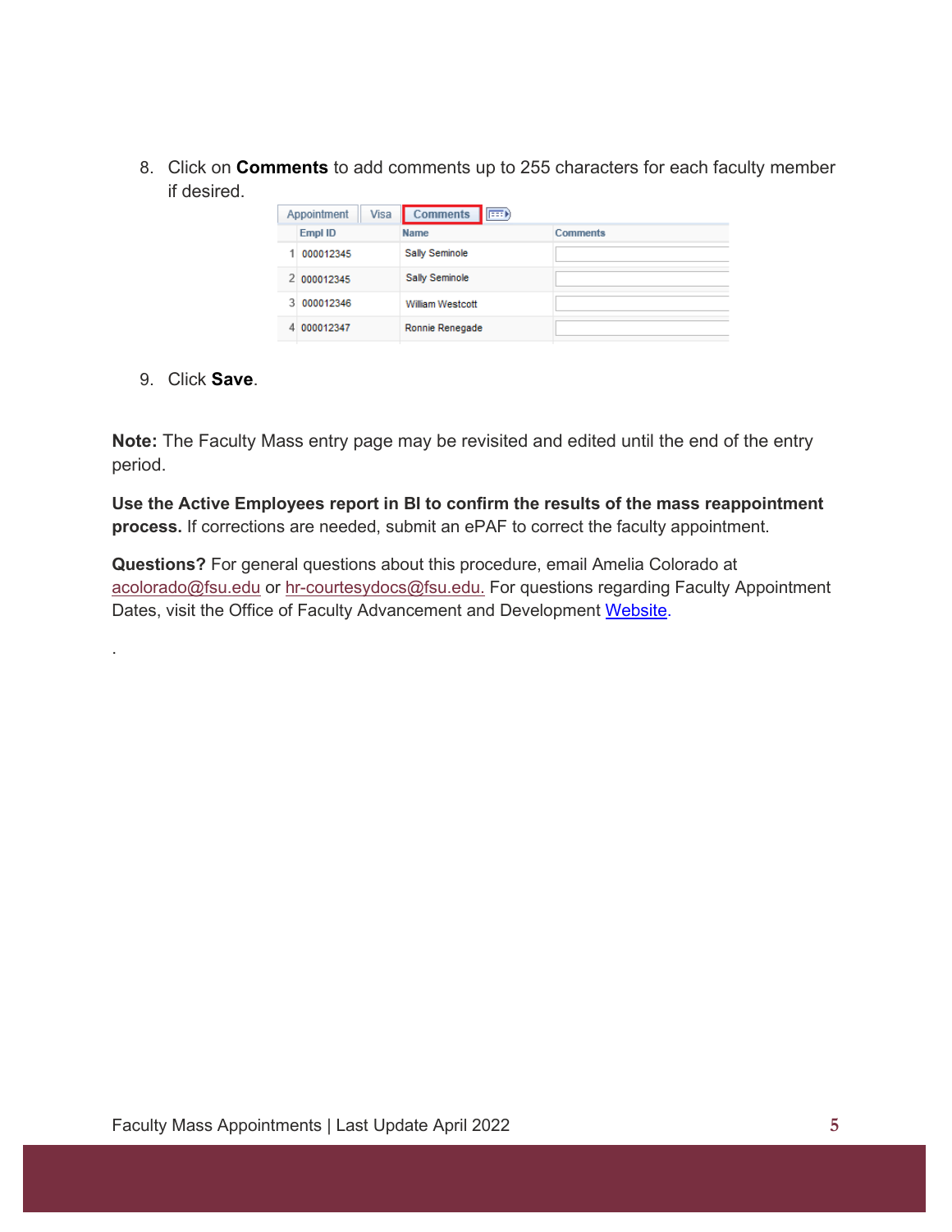8. Click on **Comments** to add comments up to 255 characters for each faculty member if desired.

| | Empl ID | Name | Comments |
|---|---|---|---|
| 1 | 000012345 | Sally Seminole | |
| 2 | 000012345 | Sally Seminole | |
| 3 | 000012346 | William Westcott | |
| 4 | 000012347 | Ronnie Renegade | |

9. Click **Save**.

**Note:** The Faculty Mass entry page may be revisited and edited until the end of the entry period.

**Use the Active Employees report in BI to confirm the results of the mass reappointment process.** If corrections are needed, submit an ePAF to correct the faculty appointment.

**Questions?** For general questions about this procedure, email Amelia Colorado at acolorado@fsu.edu or hr-courtesydocs@fsu.edu. For questions regarding Faculty Appointment Dates, visit the Office of Faculty Advancement and Development Website.

.